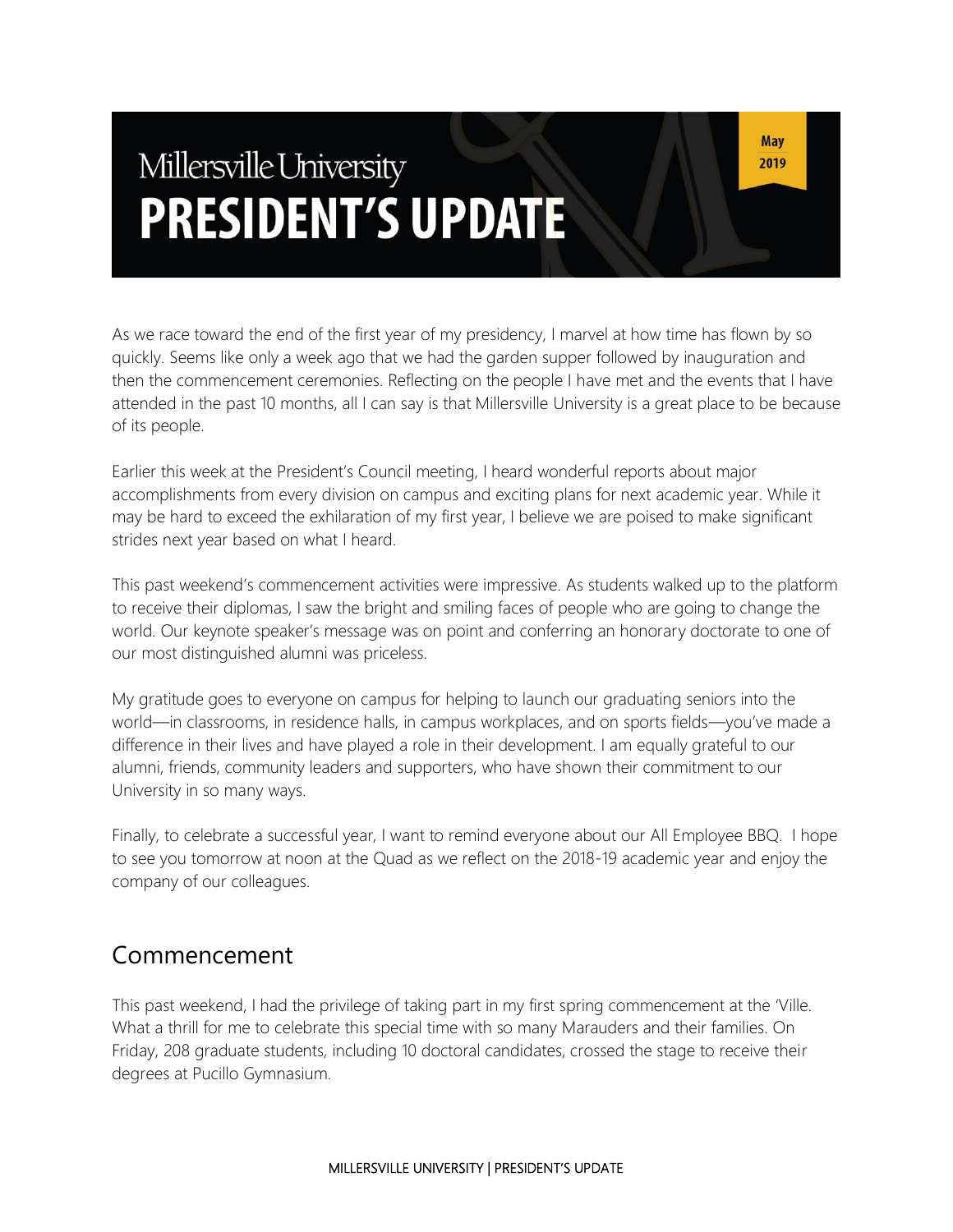# Millersville University PRESIDENT'S UPDATE

**May 2019**

As we race toward the end of the first year of my presidency, I marvel at how time has flown by so quickly. Seems like only a week ago that we had the garden supper followed by inauguration and then the commencement ceremonies. Reflecting on the people I have met and the events that I have attended in the past 10 months, all I can say is that Millersville University is a great place to be because of its people.

Earlier this week at the President's Council meeting, I heard wonderful reports about major accomplishments from every division on campus and exciting plans for next academic year. While it may be hard to exceed the exhilaration of my first year, I believe we are poised to make significant strides next year based on what I heard.

This past weekend's commencement activities were impressive. As students walked up to the platform to receive their diplomas, I saw the bright and smiling faces of people who are going to change the world. Our keynote speaker's message was on point and conferring an honorary doctorate to one of our most distinguished alumni was priceless.

My gratitude goes to everyone on campus for helping to launch our graduating seniors into the world—in classrooms, in residence halls, in campus workplaces, and on sports fields—you've made a difference in their lives and have played a role in their development. I am equally grateful to our alumni, friends, community leaders and supporters, who have shown their commitment to our University in so many ways.

Finally, to celebrate a successful year, I want to remind everyone about our All Employee BBQ. I hope to see you tomorrow at noon at the Quad as we reflect on the 2018-19 academic year and enjoy the company of our colleagues.

## Commencement

This past weekend, I had the privilege of taking part in my first spring commencement at the 'Ville. What a thrill for me to celebrate this special time with so many Marauders and their families. On Friday, 208 graduate students, including 10 doctoral candidates, crossed the stage to receive their degrees at Pucillo Gymnasium.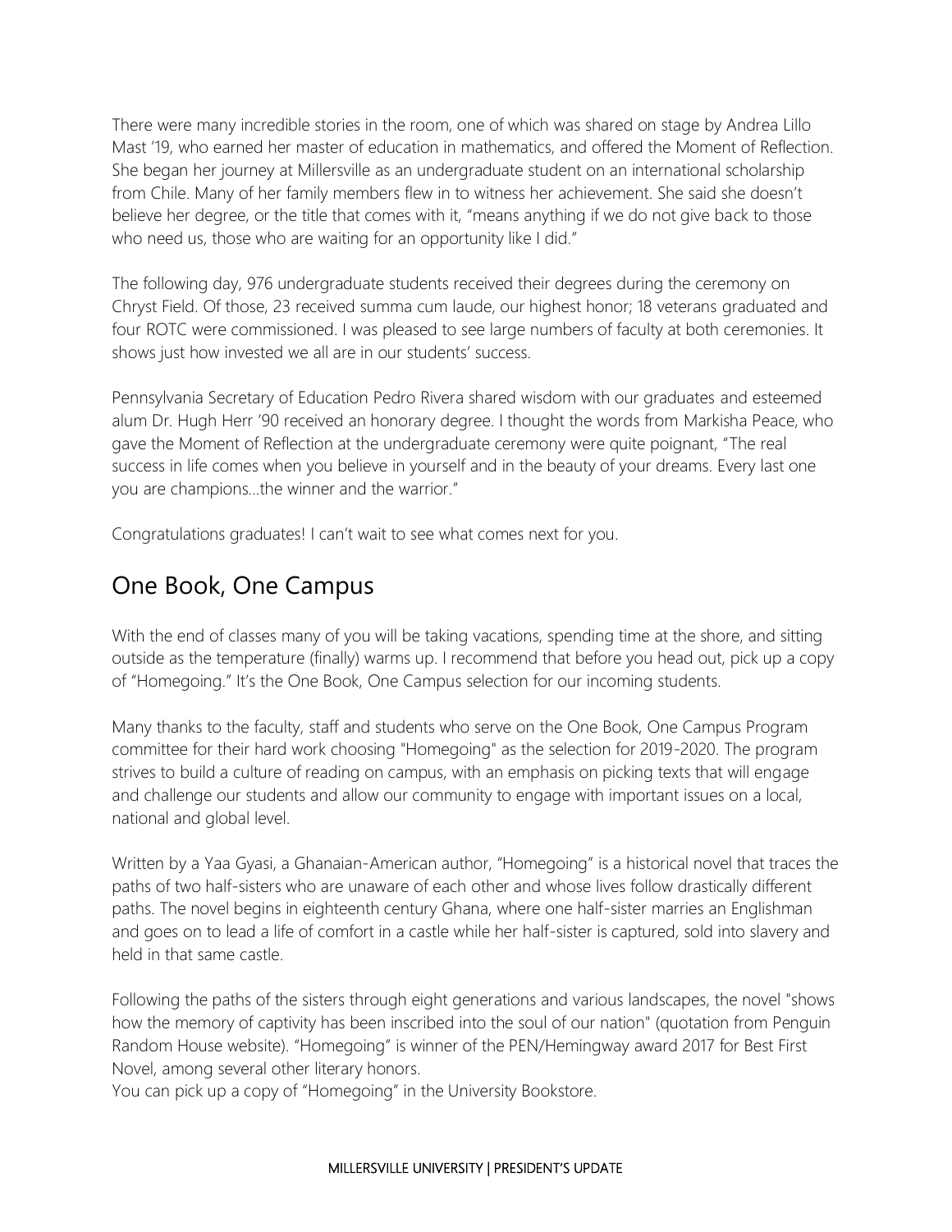There were many incredible stories in the room, one of which was shared on stage by Andrea Lillo Mast '19, who earned her master of education in mathematics, and offered the Moment of Reflection. She began her journey at Millersville as an undergraduate student on an international scholarship from Chile. Many of her family members flew in to witness her achievement. She said she doesn't believe her degree, or the title that comes with it, "means anything if we do not give back to those who need us, those who are waiting for an opportunity like I did."

The following day, 976 undergraduate students received their degrees during the ceremony on Chryst Field. Of those, 23 received summa cum laude, our highest honor; 18 veterans graduated and four ROTC were commissioned. I was pleased to see large numbers of faculty at both ceremonies. It shows just how invested we all are in our students' success.

Pennsylvania Secretary of Education Pedro Rivera shared wisdom with our graduates and esteemed alum Dr. Hugh Herr '90 received an honorary degree. I thought the words from Markisha Peace, who gave the Moment of Reflection at the undergraduate ceremony were quite poignant, "The real success in life comes when you believe in yourself and in the beauty of your dreams. Every last one you are champions…the winner and the warrior."

Congratulations graduates! I can't wait to see what comes next for you.

## One Book, One Campus

With the end of classes many of you will be taking vacations, spending time at the shore, and sitting outside as the temperature (finally) warms up. I recommend that before you head out, pick up a copy of "Homegoing." It's the One Book, One Campus selection for our incoming students.

Many thanks to the faculty, staff and students who serve on the One Book, One Campus Program committee for their hard work choosing "Homegoing" as the selection for 2019-2020. The program strives to build a culture of reading on campus, with an emphasis on picking texts that will engage and challenge our students and allow our community to engage with important issues on a local, national and global level.

Written by a Yaa Gyasi, a Ghanaian-American author, "Homegoing" is a historical novel that traces the paths of two half-sisters who are unaware of each other and whose lives follow drastically different paths. The novel begins in eighteenth century Ghana, where one half-sister marries an Englishman and goes on to lead a life of comfort in a castle while her half-sister is captured, sold into slavery and held in that same castle.

Following the paths of the sisters through eight generations and various landscapes, the novel "shows how the memory of captivity has been inscribed into the soul of our nation" (quotation from Penguin Random House website). "Homegoing" is winner of the PEN/Hemingway award 2017 for Best First Novel, among several other literary honors.
You can pick up a copy of "Homegoing" in the University Bookstore.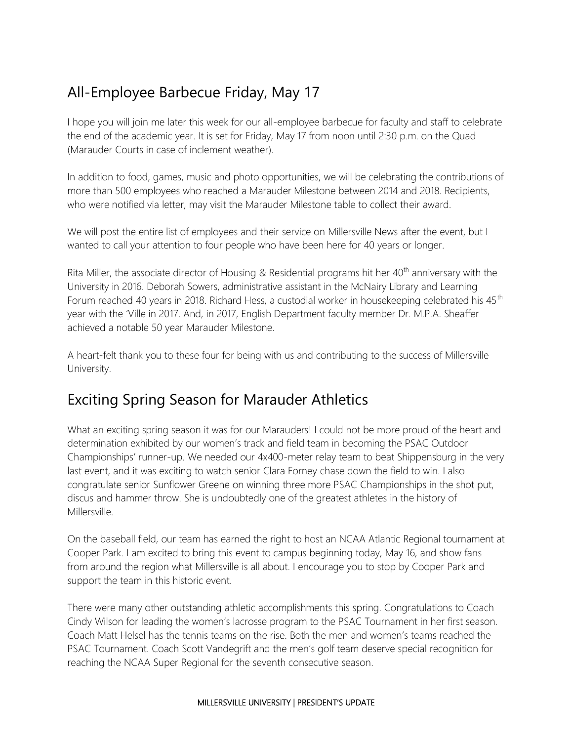## All-Employee Barbecue Friday, May 17

I hope you will join me later this week for our all-employee barbecue for faculty and staff to celebrate the end of the academic year. It is set for Friday, May 17 from noon until 2:30 p.m. on the Quad (Marauder Courts in case of inclement weather).

In addition to food, games, music and photo opportunities, we will be celebrating the contributions of more than 500 employees who reached a Marauder Milestone between 2014 and 2018. Recipients, who were notified via letter, may visit the Marauder Milestone table to collect their award.

We will post the entire list of employees and their service on Millersville News after the event, but I wanted to call your attention to four people who have been here for 40 years or longer.

Rita Miller, the associate director of Housing & Residential programs hit her 40th anniversary with the University in 2016. Deborah Sowers, administrative assistant in the McNairy Library and Learning Forum reached 40 years in 2018. Richard Hess, a custodial worker in housekeeping celebrated his 45th year with the 'Ville in 2017. And, in 2017, English Department faculty member Dr. M.P.A. Sheaffer achieved a notable 50 year Marauder Milestone.

A heart-felt thank you to these four for being with us and contributing to the success of Millersville University.

## Exciting Spring Season for Marauder Athletics

What an exciting spring season it was for our Marauders! I could not be more proud of the heart and determination exhibited by our women's track and field team in becoming the PSAC Outdoor Championships' runner-up. We needed our 4x400-meter relay team to beat Shippensburg in the very last event, and it was exciting to watch senior Clara Forney chase down the field to win. I also congratulate senior Sunflower Greene on winning three more PSAC Championships in the shot put, discus and hammer throw. She is undoubtedly one of the greatest athletes in the history of Millersville.

On the baseball field, our team has earned the right to host an NCAA Atlantic Regional tournament at Cooper Park. I am excited to bring this event to campus beginning today, May 16, and show fans from around the region what Millersville is all about. I encourage you to stop by Cooper Park and support the team in this historic event.

There were many other outstanding athletic accomplishments this spring. Congratulations to Coach Cindy Wilson for leading the women's lacrosse program to the PSAC Tournament in her first season. Coach Matt Helsel has the tennis teams on the rise. Both the men and women's teams reached the PSAC Tournament. Coach Scott Vandegrift and the men's golf team deserve special recognition for reaching the NCAA Super Regional for the seventh consecutive season.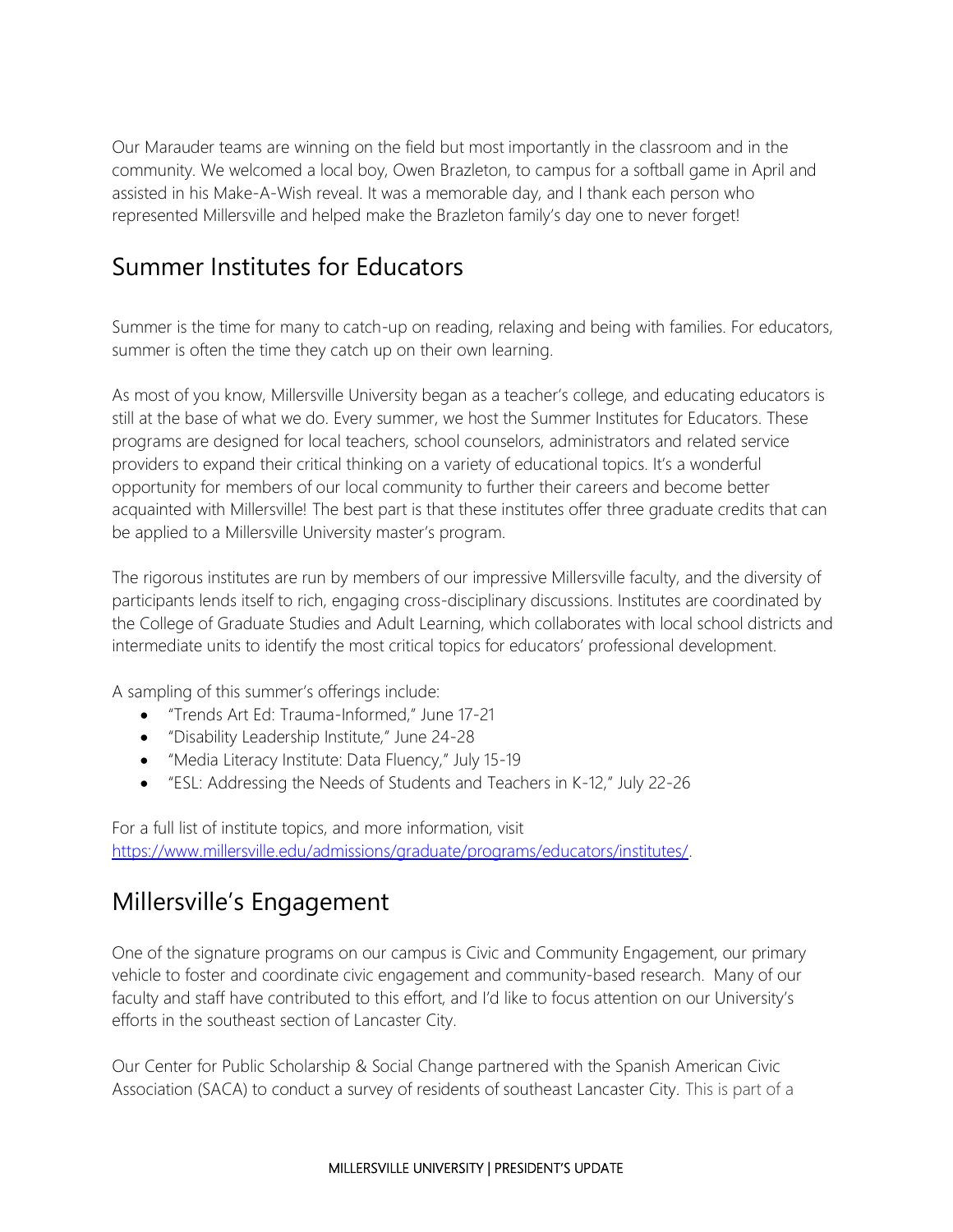Our Marauder teams are winning on the field but most importantly in the classroom and in the community. We welcomed a local boy, Owen Brazleton, to campus for a softball game in April and assisted in his Make-A-Wish reveal. It was a memorable day, and I thank each person who represented Millersville and helped make the Brazleton family's day one to never forget!

## Summer Institutes for Educators

Summer is the time for many to catch-up on reading, relaxing and being with families. For educators, summer is often the time they catch up on their own learning.

As most of you know, Millersville University began as a teacher's college, and educating educators is still at the base of what we do. Every summer, we host the Summer Institutes for Educators. These programs are designed for local teachers, school counselors, administrators and related service providers to expand their critical thinking on a variety of educational topics. It's a wonderful opportunity for members of our local community to further their careers and become better acquainted with Millersville! The best part is that these institutes offer three graduate credits that can be applied to a Millersville University master's program.

The rigorous institutes are run by members of our impressive Millersville faculty, and the diversity of participants lends itself to rich, engaging cross-disciplinary discussions. Institutes are coordinated by the College of Graduate Studies and Adult Learning, which collaborates with local school districts and intermediate units to identify the most critical topics for educators' professional development.

A sampling of this summer's offerings include:

- "Trends Art Ed: Trauma-Informed," June 17-21
- "Disability Leadership Institute," June 24-28
- "Media Literacy Institute: Data Fluency," July 15-19
- "ESL: Addressing the Needs of Students and Teachers in K-12," July 22-26

For a full list of institute topics, and more information, visit https://www.millersville.edu/admissions/graduate/programs/educators/institutes/.

## Millersville's Engagement

One of the signature programs on our campus is Civic and Community Engagement, our primary vehicle to foster and coordinate civic engagement and community-based research. Many of our faculty and staff have contributed to this effort, and I'd like to focus attention on our University's efforts in the southeast section of Lancaster City.

Our Center for Public Scholarship & Social Change partnered with the Spanish American Civic Association (SACA) to conduct a survey of residents of southeast Lancaster City. This is part of a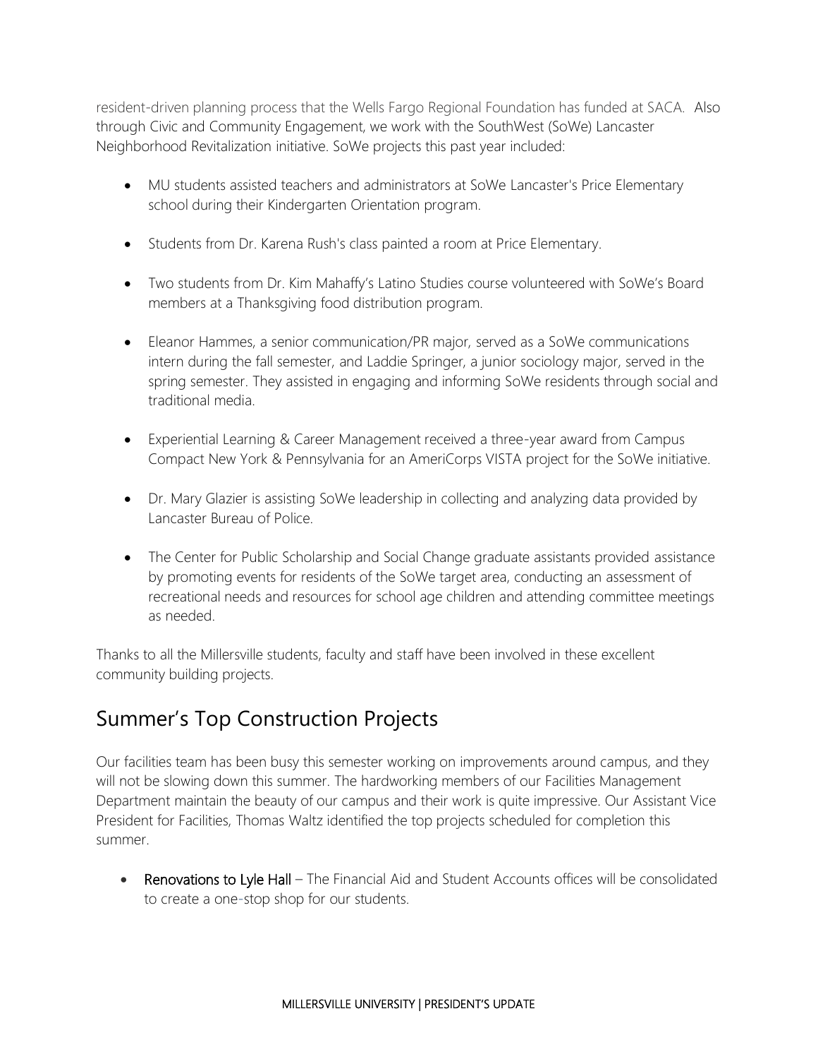resident-driven planning process that the Wells Fargo Regional Foundation has funded at SACA. Also through Civic and Community Engagement, we work with the SouthWest (SoWe) Lancaster Neighborhood Revitalization initiative. SoWe projects this past year included:

- MU students assisted teachers and administrators at SoWe Lancaster's Price Elementary school during their Kindergarten Orientation program.
- Students from Dr. Karena Rush's class painted a room at Price Elementary.
- Two students from Dr. Kim Mahaffy's Latino Studies course volunteered with SoWe's Board members at a Thanksgiving food distribution program.
- Eleanor Hammes, a senior communication/PR major, served as a SoWe communications intern during the fall semester, and Laddie Springer, a junior sociology major, served in the spring semester. They assisted in engaging and informing SoWe residents through social and traditional media.
- Experiential Learning & Career Management received a three-year award from Campus Compact New York & Pennsylvania for an AmeriCorps VISTA project for the SoWe initiative.
- Dr. Mary Glazier is assisting SoWe leadership in collecting and analyzing data provided by Lancaster Bureau of Police.
- The Center for Public Scholarship and Social Change graduate assistants provided assistance by promoting events for residents of the SoWe target area, conducting an assessment of recreational needs and resources for school age children and attending committee meetings as needed.

Thanks to all the Millersville students, faculty and staff have been involved in these excellent community building projects.

## Summer's Top Construction Projects

Our facilities team has been busy this semester working on improvements around campus, and they will not be slowing down this summer. The hardworking members of our Facilities Management Department maintain the beauty of our campus and their work is quite impressive. Our Assistant Vice President for Facilities, Thomas Waltz identified the top projects scheduled for completion this summer.

- Renovations to Lyle Hall – The Financial Aid and Student Accounts offices will be consolidated to create a one-stop shop for our students.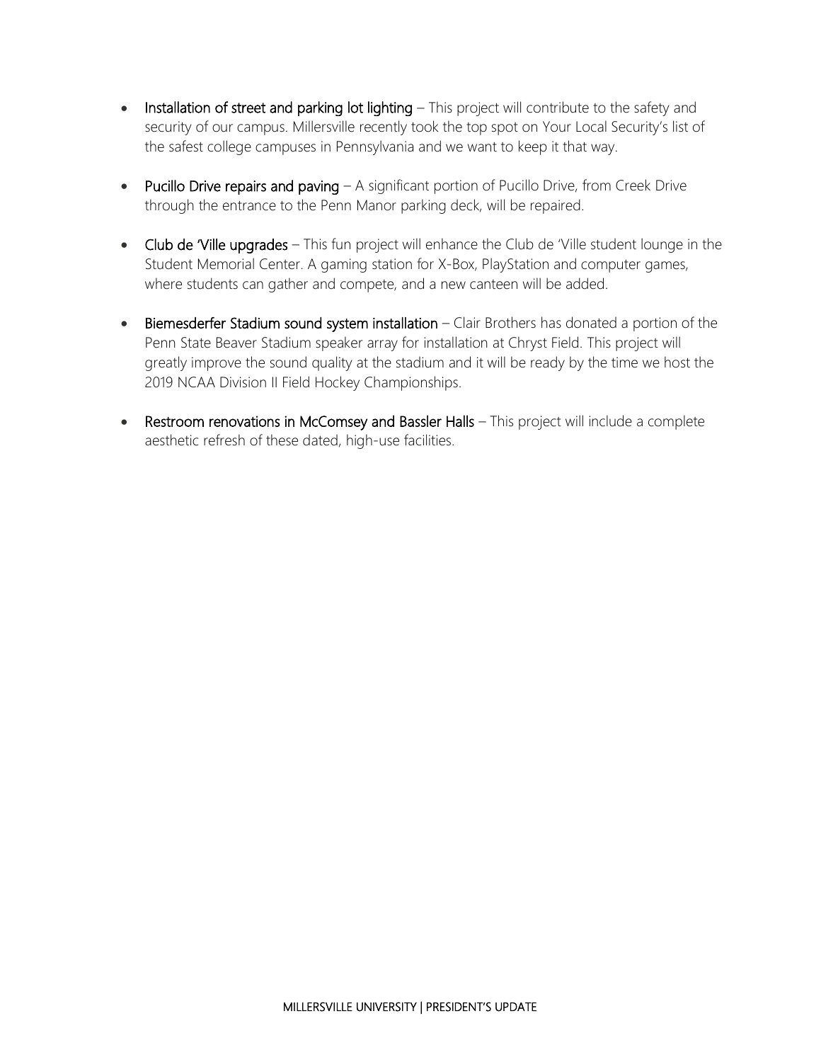- Installation of street and parking lot lighting – This project will contribute to the safety and security of our campus. Millersville recently took the top spot on Your Local Security's list of the safest college campuses in Pennsylvania and we want to keep it that way.

- Pucillo Drive repairs and paving – A significant portion of Pucillo Drive, from Creek Drive through the entrance to the Penn Manor parking deck, will be repaired.

- Club de 'Ville upgrades – This fun project will enhance the Club de 'Ville student lounge in the Student Memorial Center. A gaming station for X-Box, PlayStation and computer games, where students can gather and compete, and a new canteen will be added.

- Biemesderfer Stadium sound system installation – Clair Brothers has donated a portion of the Penn State Beaver Stadium speaker array for installation at Chryst Field. This project will greatly improve the sound quality at the stadium and it will be ready by the time we host the 2019 NCAA Division II Field Hockey Championships.

- Restroom renovations in McComsey and Bassler Halls – This project will include a complete aesthetic refresh of these dated, high-use facilities.